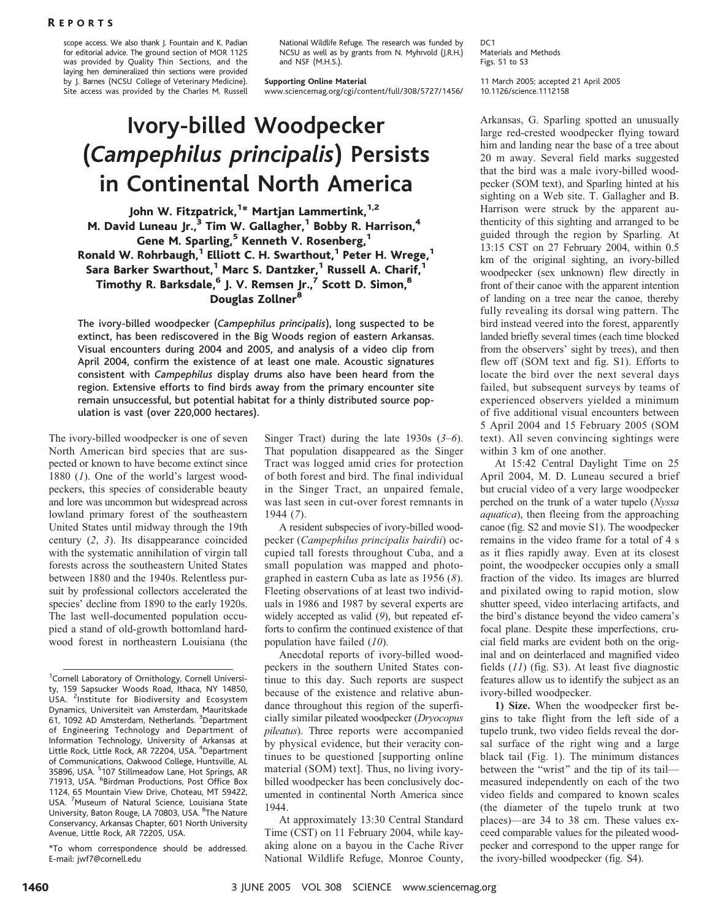scope access. We also thank J. Fountain and K. Padian for editorial advice. The ground section of MOR 1125 was provided by Quality Thin Sections, and the laying hen demineralized thin sections were provided by J. Barnes (NCSU College of Veterinary Medicine). Site access was provided by the Charles M. Russell National Wildlife Refuge. The research was funded by NCSU as well as by grants from N. Myhrvold (J.R.H.) and NSF (M.H.S.).

**Supporting Online Material**
www.sciencemag.org/cgi/content/full/308/5727/1456/DC1
Materials and Methods
Figs. S1 to S3

11 March 2005; accepted 21 April 2005
10.1126/science.1112158

# Ivory-billed Woodpecker (*Campephilus principalis*) Persists in Continental North America

**John W. Fitzpatrick,[1]* Martjan Lammertink,[1,2] M. David Luneau Jr.,[3] Tim W. Gallagher,[1] Bobby R. Harrison,[4] Gene M. Sparling,[5] Kenneth V. Rosenberg,[1] Ronald W. Rohrbaugh,[1] Elliott C. H. Swarthout,[1] Peter H. Wrege,[1] Sara Barker Swarthout,[1] Marc S. Dantzker,[1] Russell A. Charif,[1] Timothy R. Barksdale,[6] J. V. Remsen Jr.,[7] Scott D. Simon,[8] Douglas Zollner[8]**

**The ivory-billed woodpecker (*Campephilus principalis*), long suspected to be extinct, has been rediscovered in the Big Woods region of eastern Arkansas. Visual encounters during 2004 and 2005, and analysis of a video clip from April 2004, confirm the existence of at least one male. Acoustic signatures consistent with *Campephilus* display drums also have been heard from the region. Extensive efforts to find birds away from the primary encounter site remain unsuccessful, but potential habitat for a thinly distributed source population is vast (over 220,000 hectares).**

The ivory-billed woodpecker is one of seven North American bird species that are suspected or known to have become extinct since 1880 (*1*). One of the world's largest woodpeckers, this species of considerable beauty and lore was uncommon but widespread across lowland primary forest of the southeastern United States until midway through the 19th century (*2*, *3*). Its disappearance coincided with the systematic annihilation of virgin tall forests across the southeastern United States between 1880 and the 1940s. Relentless pursuit by professional collectors accelerated the species' decline from 1890 to the early 1920s. The last well-documented population occupied a stand of old-growth bottomland hardwood forest in northeastern Louisiana (the Singer Tract) during the late 1930s (*3*–*6*). That population disappeared as the Singer Tract was logged amid cries for protection of both forest and bird. The final individual in the Singer Tract, an unpaired female, was last seen in cut-over forest remnants in 1944 (*7*).

A resident subspecies of ivory-billed woodpecker (*Campephilus principalis bairdii*) occupied tall forests throughout Cuba, and a small population was mapped and photographed in eastern Cuba as late as 1956 (*8*). Fleeting observations of at least two individuals in 1986 and 1987 by several experts are widely accepted as valid (*9*), but repeated efforts to confirm the continued existence of that population have failed (*10*).

Anecdotal reports of ivory-billed woodpeckers in the southern United States continue to this day. Such reports are suspect because of the existence and relative abundance throughout this region of the superficially similar pileated woodpecker (*Dryocopus pileatus*). Three reports were accompanied by physical evidence, but their veracity continues to be questioned [supporting online material (SOM) text]. Thus, no living ivory-billed woodpecker has been conclusively documented in continental North America since 1944.

At approximately 13:30 Central Standard Time (CST) on 11 February 2004, while kayaking alone on a bayou in the Cache River National Wildlife Refuge, Monroe County, Arkansas, G. Sparling spotted an unusually large red-crested woodpecker flying toward him and landing near the base of a tree about 20 m away. Several field marks suggested that the bird was a male ivory-billed woodpecker (SOM text), and Sparling hinted at his sighting on a Web site. T. Gallagher and B. Harrison were struck by the apparent authenticity of this sighting and arranged to be guided through the region by Sparling. At 13:15 CST on 27 February 2004, within 0.5 km of the original sighting, an ivory-billed woodpecker (sex unknown) flew directly in front of their canoe with the apparent intention of landing on a tree near the canoe, thereby fully revealing its dorsal wing pattern. The bird instead veered into the forest, apparently landed briefly several times (each time blocked from the observers' sight by trees), and then flew off (SOM text and fig. S1). Efforts to locate the bird over the next several days failed, but subsequent surveys by teams of experienced observers yielded a minimum of five additional visual encounters between 5 April 2004 and 15 February 2005 (SOM text). All seven convincing sightings were within 3 km of one another.

At 15:42 Central Daylight Time on 25 April 2004, M. D. Luneau secured a brief but crucial video of a very large woodpecker perched on the trunk of a water tupelo (*Nyssa aquatica*), then fleeing from the approaching canoe (fig. S2 and movie S1). The woodpecker remains in the video frame for a total of 4 s as it flies rapidly away. Even at its closest point, the woodpecker occupies only a small fraction of the video. Its images are blurred and pixilated owing to rapid motion, slow shutter speed, video interlacing artifacts, and the bird's distance beyond the video camera's focal plane. Despite these imperfections, crucial field marks are evident both on the original and on deinterlaced and magnified video fields (*11*) (fig. S3). At least five diagnostic features allow us to identify the subject as an ivory-billed woodpecker.

**1) Size.** When the woodpecker first begins to take flight from the left side of a tupelo trunk, two video fields reveal the dorsal surface of the right wing and a large black tail (Fig. 1). The minimum distances between the "wrist" and the tip of its tail—measured independently on each of the two video fields and compared to known scales (the diameter of the tupelo trunk at two places)—are 34 to 38 cm. These values exceed comparable values for the pileated woodpecker and correspond to the upper range for the ivory-billed woodpecker (fig. S4).

---

[1]Cornell Laboratory of Ornithology, Cornell University, 159 Sapsucker Woods Road, Ithaca, NY 14850, USA. [2]Institute for Biodiversity and Ecosystem Dynamics, Universiteit van Amsterdam, Mauritskade 61, 1092 AD Amsterdam, Netherlands. [3]Department of Engineering Technology and Department of Information Technology, University of Arkansas at Little Rock, Little Rock, AR 72204, USA. [4]Department of Communications, Oakwood College, Huntsville, AL 35896, USA. [5]107 Stillmeadow Lane, Hot Springs, AR 71913, USA. [6]Birdman Productions, Post Office Box 1124, 65 Mountain View Drive, Choteau, MT 59422, USA. [7]Museum of Natural Science, Louisiana State University, Baton Rouge, LA 70803, USA. [8]The Nature Conservancy, Arkansas Chapter, 601 North University Avenue, Little Rock, AR 72205, USA.

*To whom correspondence should be addressed. E-mail: jwf7@cornell.edu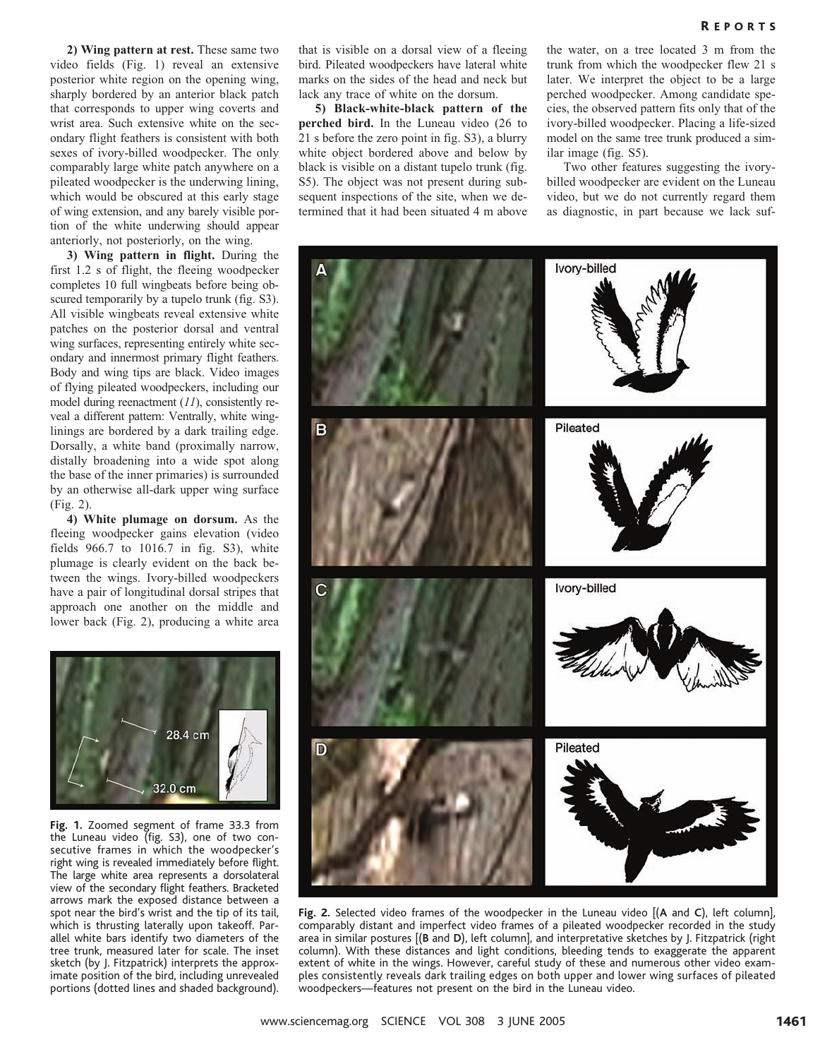**2) Wing pattern at rest.** These same two video fields (Fig. 1) reveal an extensive posterior white region on the opening wing, sharply bordered by an anterior black patch that corresponds to upper wing coverts and wrist area. Such extensive white on the secondary flight feathers is consistent with both sexes of ivory-billed woodpecker. The only comparably large white patch anywhere on a pileated woodpecker is the underwing lining, which would be obscured at this early stage of wing extension, and any barely visible portion of the white underwing should appear anteriorly, not posteriorly, on the wing.

**3) Wing pattern in flight.** During the first 1.2 s of flight, the fleeing woodpecker completes 10 full wingbeats before being obscured temporarily by a tupelo trunk (fig. S3). All visible wingbeats reveal extensive white patches on the posterior dorsal and ventral wing surfaces, representing entirely white secondary and innermost primary flight feathers. Body and wing tips are black. Video images of flying pileated woodpeckers, including our model during reenactment (11), consistently reveal a different pattern: Ventrally, white wing-linings are bordered by a dark trailing edge. Dorsally, a white band (proximally narrow, distally broadening into a wide spot along the base of the inner primaries) is surrounded by an otherwise all-dark upper wing surface (Fig. 2).

**4) White plumage on dorsum.** As the fleeing woodpecker gains elevation (video fields 966.7 to 1016.7 in fig. S3), white plumage is clearly evident on the back between the wings. Ivory-billed woodpeckers have a pair of longitudinal dorsal stripes that approach one another on the middle and lower back (Fig. 2), producing a white area that is visible on a dorsal view of a fleeing bird. Pileated woodpeckers have lateral white marks on the sides of the head and neck but lack any trace of white on the dorsum.

**5) Black-white-black pattern of the perched bird.** In the Luneau video (26 to 21 s before the zero point in fig. S3), a blurry white object bordered above and below by black is visible on a distant tupelo trunk (fig. S5). The object was not present during subsequent inspections of the site, when we determined that it had been situated 4 m above the water, on a tree located 3 m from the trunk from which the woodpecker flew 21 s later. We interpret the object to be a large perched woodpecker. Among candidate species, the observed pattern fits only that of the ivory-billed woodpecker. Placing a life-sized model on the same tree trunk produced a similar image (fig. S5).

Two other features suggesting the ivory-billed woodpecker are evident on the Luneau video, but we do not currently regard them as diagnostic, in part because we lack suf-

**Fig. 1.** Zoomed segment of frame 33.3 from the Luneau video (fig. S3), one of two consecutive frames in which the woodpecker's right wing is revealed immediately before flight. The large white area represents a dorsolateral view of the secondary flight feathers. Bracketed arrows mark the exposed distance between a spot near the bird's wrist and the tip of its tail, which is thrusting laterally upon takeoff. Parallel white bars identify two diameters of the tree trunk, measured later for scale. The inset sketch (by J. Fitzpatrick) interprets the approximate position of the bird, including unrevealed portions (dotted lines and shaded background).

**Fig. 2.** Selected video frames of the woodpecker in the Luneau video [(**A** and **C**), left column], comparably distant and imperfect video frames of a pileated woodpecker recorded in the study area in similar postures [(**B** and **D**), left column], and interpretative sketches by J. Fitzpatrick (right column). With these distances and light conditions, bleeding tends to exaggerate the apparent extent of white in the wings. However, careful study of these and numerous other video examples consistently reveals dark trailing edges on both upper and lower wing surfaces of pileated woodpeckers—features not present on the bird in the Luneau video.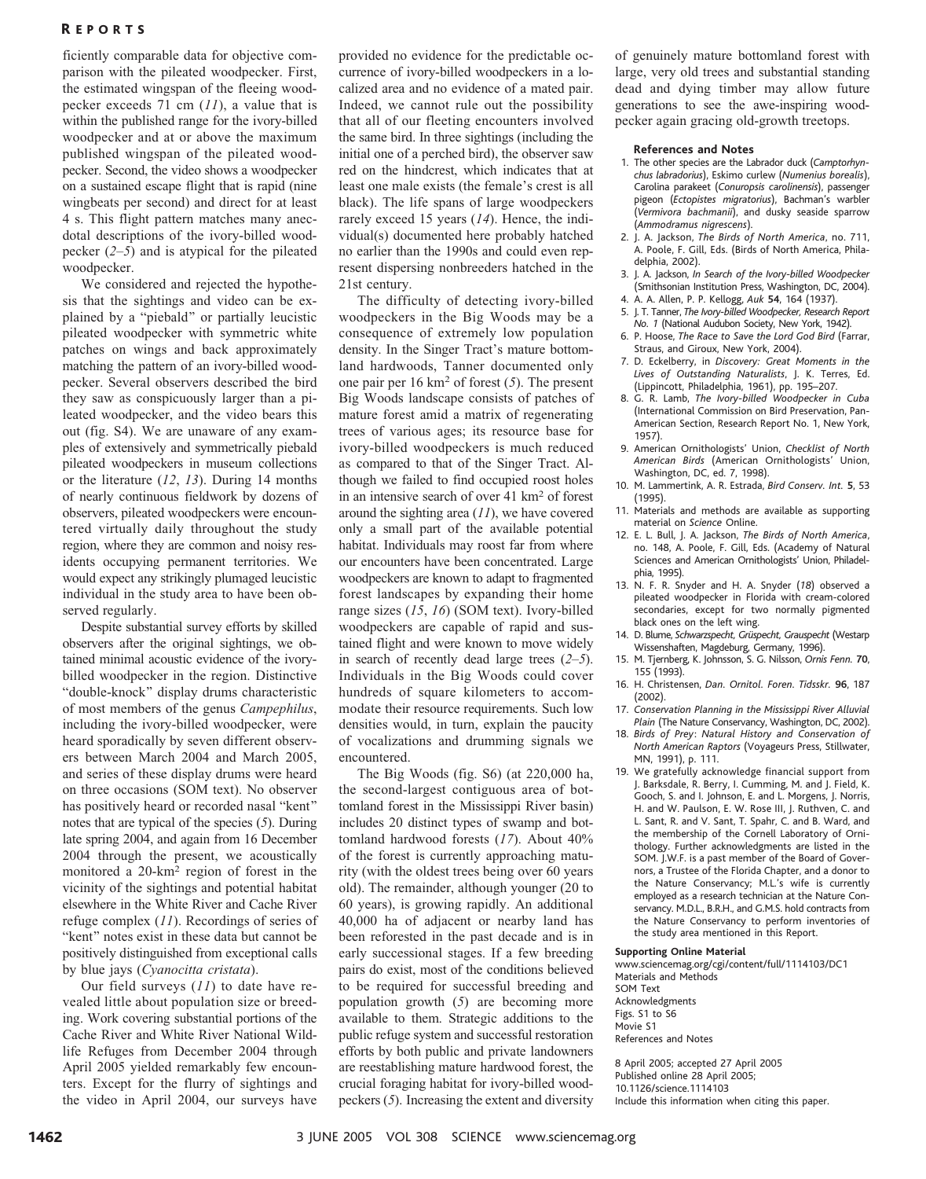ficiently comparable data for objective comparison with the pileated woodpecker. First, the estimated wingspan of the fleeing woodpecker exceeds 71 cm (*11*), a value that is within the published range for the ivory-billed woodpecker and at or above the maximum published wingspan of the pileated woodpecker. Second, the video shows a woodpecker on a sustained escape flight that is rapid (nine wingbeats per second) and direct for at least 4 s. This flight pattern matches many anecdotal descriptions of the ivory-billed woodpecker (*2–5*) and is atypical for the pileated woodpecker.

We considered and rejected the hypothesis that the sightings and video can be explained by a "piebald" or partially leucistic pileated woodpecker with symmetric white patches on wings and back approximately matching the pattern of an ivory-billed woodpecker. Several observers described the bird they saw as conspicuously larger than a pileated woodpecker, and the video bears this out (fig. S4). We are unaware of any examples of extensively and symmetrically piebald pileated woodpeckers in museum collections or the literature (*12*, *13*). During 14 months of nearly continuous fieldwork by dozens of observers, pileated woodpeckers were encountered virtually daily throughout the study region, where they are common and noisy residents occupying permanent territories. We would expect any strikingly plumaged leucistic individual in the study area to have been observed regularly.

Despite substantial survey efforts by skilled observers after the original sightings, we obtained minimal acoustic evidence of the ivory-billed woodpecker in the region. Distinctive "double-knock" display drums characteristic of most members of the genus *Campephilus*, including the ivory-billed woodpecker, were heard sporadically by seven different observers between March 2004 and March 2005, and series of these display drums were heard on three occasions (SOM text). No observer has positively heard or recorded nasal "kent" notes that are typical of the species (*5*). During late spring 2004, and again from 16 December 2004 through the present, we acoustically monitored a 20-km$^2$ region of forest in the vicinity of the sightings and potential habitat elsewhere in the White River and Cache River refuge complex (*11*). Recordings of series of "kent" notes exist in these data but cannot be positively distinguished from exceptional calls by blue jays (*Cyanocitta cristata*).

Our field surveys (*11*) to date have revealed little about population size or breeding. Work covering substantial portions of the Cache River and White River National Wildlife Refuges from December 2004 through April 2005 yielded remarkably few encounters. Except for the flurry of sightings and the video in April 2004, our surveys have provided no evidence for the predictable occurrence of ivory-billed woodpeckers in a localized area and no evidence of a mated pair. Indeed, we cannot rule out the possibility that all of our fleeting encounters involved the same bird. In three sightings (including the initial one of a perched bird), the observer saw red on the hindcrest, which indicates that at least one male exists (the female's crest is all black). The life spans of large woodpeckers rarely exceed 15 years (*14*). Hence, the individual(s) documented here probably hatched no earlier than the 1990s and could even represent dispersing nonbreeders hatched in the 21st century.

The difficulty of detecting ivory-billed woodpeckers in the Big Woods may be a consequence of extremely low population density. In the Singer Tract's mature bottomland hardwoods, Tanner documented only one pair per 16 km$^2$ of forest (*5*). The present Big Woods landscape consists of patches of mature forest amid a matrix of regenerating trees of various ages; its resource base for ivory-billed woodpeckers is much reduced as compared to that of the Singer Tract. Although we failed to find occupied roost holes in an intensive search of over 41 km$^2$ of forest around the sighting area (*11*), we have covered only a small part of the available potential habitat. Individuals may roost far from where our encounters have been concentrated. Large woodpeckers are known to adapt to fragmented forest landscapes by expanding their home range sizes (*15*, *16*) (SOM text). Ivory-billed woodpeckers are capable of rapid and sustained flight and were known to move widely in search of recently dead large trees (*2–5*). Individuals in the Big Woods could cover hundreds of square kilometers to accommodate their resource requirements. Such low densities would, in turn, explain the paucity of vocalizations and drumming signals we encountered.

The Big Woods (fig. S6) (at 220,000 ha, the second-largest contiguous area of bottomland forest in the Mississippi River basin) includes 20 distinct types of swamp and bottomland hardwood forests (*17*). About 40% of the forest is currently approaching maturity (with the oldest trees being over 60 years old). The remainder, although younger (20 to 60 years), is growing rapidly. An additional 40,000 ha of adjacent or nearby land has been reforested in the past decade and is in early successional stages. If a few breeding pairs do exist, most of the conditions believed to be required for successful breeding and population growth (*5*) are becoming more available to them. Strategic additions to the public refuge system and successful restoration efforts by both public and private landowners are reestablishing mature hardwood forest, the crucial foraging habitat for ivory-billed woodpeckers (*5*). Increasing the extent and diversity of genuinely mature bottomland forest with large, very old trees and substantial standing dead and dying timber may allow future generations to see the awe-inspiring woodpecker again gracing old-growth treetops.

### References and Notes

1. The other species are the Labrador duck (*Camptorhynchus labradorius*), Eskimo curlew (*Numenius borealis*), Carolina parakeet (*Conuropsis carolinensis*), passenger pigeon (*Ectopistes migratorius*), Bachman's warbler (*Vermivora bachmanii*), and dusky seaside sparrow (*Ammodramus nigrescens*).
2. J. A. Jackson, *The Birds of North America*, no. 711, A. Poole, F. Gill, Eds. (Birds of North America, Philadelphia, 2002).
3. J. A. Jackson, *In Search of the Ivory-billed Woodpecker* (Smithsonian Institution Press, Washington, DC, 2004).
4. A. A. Allen, P. P. Kellogg, *Auk* **54**, 164 (1937).
5. J. T. Tanner, *The Ivory-billed Woodpecker, Research Report No. 1* (National Audubon Society, New York, 1942).
6. P. Hoose, *The Race to Save the Lord God Bird* (Farrar, Straus, and Giroux, New York, 2004).
7. D. Eckelberry, in *Discovery: Great Moments in the Lives of Outstanding Naturalists*, J. K. Terres, Ed. (Lippincott, Philadelphia, 1961), pp. 195–207.
8. G. R. Lamb, *The Ivory-billed Woodpecker in Cuba* (International Commission on Bird Preservation, Pan-American Section, Research Report No. 1, New York, 1957).
9. American Ornithologists' Union, *Checklist of North American Birds* (American Ornithologists' Union, Washington, DC, ed. 7, 1998).
10. M. Lammertink, A. R. Estrada, *Bird Conserv. Int.* **5**, 53 (1995).
11. Materials and methods are available as supporting material on *Science* Online.
12. E. L. Bull, J. A. Jackson, *The Birds of North America*, no. 148, A. Poole, F. Gill, Eds. (Academy of Natural Sciences and American Ornithologists' Union, Philadelphia, 1995).
13. N. F. R. Snyder and H. A. Snyder (*18*) observed a pileated woodpecker in Florida with cream-colored secondaries, except for two normally pigmented black ones on the left wing.
14. D. Blume, *Schwarzspecht, Grüspecht, Grauspecht* (Westarp Wissenshaften, Magdeburg, Germany, 1996).
15. M. Tjernberg, K. Johnsson, S. G. Nilsson, *Ornis Fenn.* **70**, 155 (1993).
16. H. Christensen, *Dan. Ornitol. Foren. Tidsskr.* **96**, 187 (2002).
17. *Conservation Planning in the Mississippi River Alluvial Plain* (The Nature Conservancy, Washington, DC, 2002).
18. *Birds of Prey: Natural History and Conservation of North American Raptors* (Voyageurs Press, Stillwater, MN, 1991), p. 111.
19. We gratefully acknowledge financial support from J. Barksdale, R. Berry, I. Cumming, M. and J. Field, K. Gooch, S. and I. Johnson, E. and L. Morgens, J. Norris, H. and W. Paulson, E. W. Rose III, J. Ruthven, C. and L. Sant, R. and V. Sant, T. Spahr, C. and B. Ward, and the membership of the Cornell Laboratory of Ornithology. Further acknowledgments are listed in the SOM. J.W.F. is a past member of the Board of Governors, a Trustee of the Florida Chapter, and a donor to the Nature Conservancy; M.L.'s wife is currently employed as a research technician at the Nature Conservancy. M.D.L., B.R.H., and G.M.S. hold contracts from the Nature Conservancy to perform inventories of the study area mentioned in this Report.

### Supporting Online Material

www.sciencemag.org/cgi/content/full/1114103/DC1
Materials and Methods
SOM Text
Acknowledgments
Figs. S1 to S6
Movie S1
References and Notes

8 April 2005; accepted 27 April 2005
Published online 28 April 2005;
10.1126/science.1114103
Include this information when citing this paper.